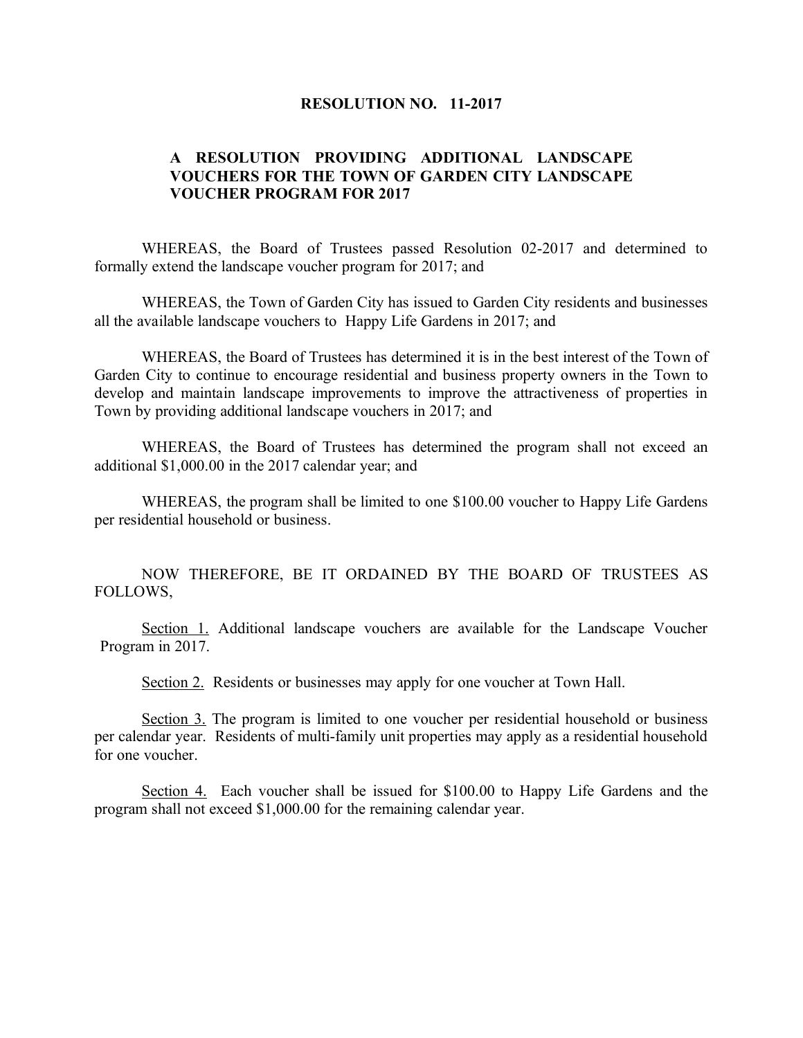# RESOLUTION NO. 11-2017

## A RESOLUTION PROVIDING ADDITIONAL LANDSCAPE VOUCHERS FOR THE TOWN OF GARDEN CITY LANDSCAPE VOUCHER PROGRAM FOR 2017

WHEREAS, the Board of Trustees passed Resolution 02-2017 and determined to formally extend the landscape voucher program for 2017; and

WHEREAS, the Town of Garden City has issued to Garden City residents and businesses all the available landscape vouchers to Happy Life Gardens in 2017; and

WHEREAS, the Board of Trustees has determined it is in the best interest of the Town of Garden City to continue to encourage residential and business property owners in the Town to develop and maintain landscape improvements to improve the attractiveness of properties in Town by providing additional landscape vouchers in 2017; and

WHEREAS, the Board of Trustees has determined the program shall not exceed an additional $1,000.00 in the 2017 calendar year; and

WHEREAS, the program shall be limited to one $100.00 voucher to Happy Life Gardens per residential household or business.

NOW THEREFORE, BE IT ORDAINED BY THE BOARD OF TRUSTEES AS FOLLOWS,

Section 1. Additional landscape vouchers are available for the Landscape Voucher Program in 2017.

Section 2. Residents or businesses may apply for one voucher at Town Hall.

Section 3. The program is limited to one voucher per residential household or business per calendar year. Residents of multi-family unit properties may apply as a residential household for one voucher.

Section 4. Each voucher shall be issued for $100.00 to Happy Life Gardens and the program shall not exceed $1,000.00 for the remaining calendar year.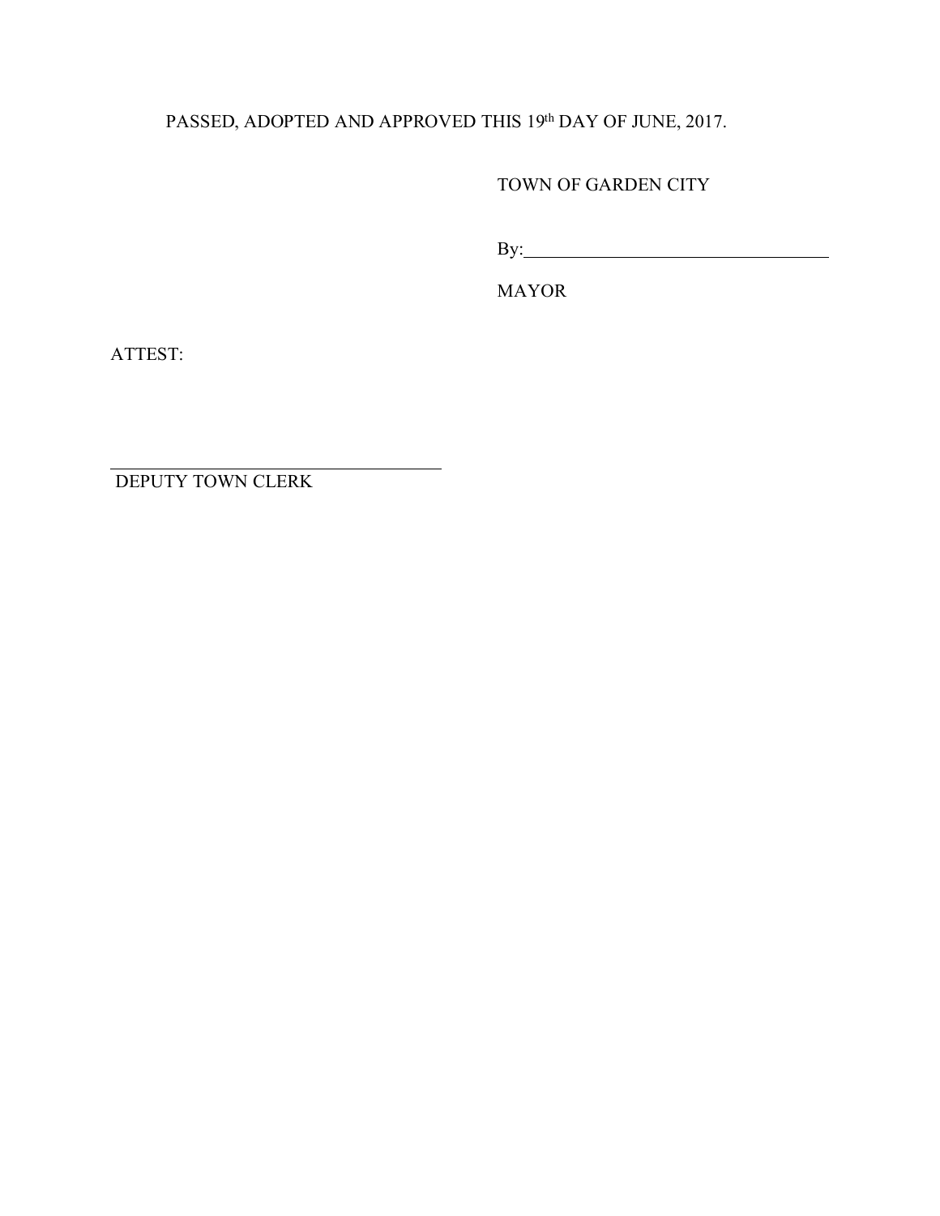PASSED, ADOPTED AND APPROVED THIS 19th DAY OF JUNE, 2017.

TOWN OF GARDEN CITY

By:\_\_\_\_\_\_\_\_\_\_\_\_\_\_\_\_\_\_\_\_\_\_\_\_\_\_\_\_\_\_\_\_\_\_

MAYOR

ATTEST:

\_\_\_\_\_\_\_\_\_\_\_\_\_\_\_\_\_\_\_\_\_\_\_\_\_\_\_\_\_\_\_\_\_\_

DEPUTY TOWN CLERK